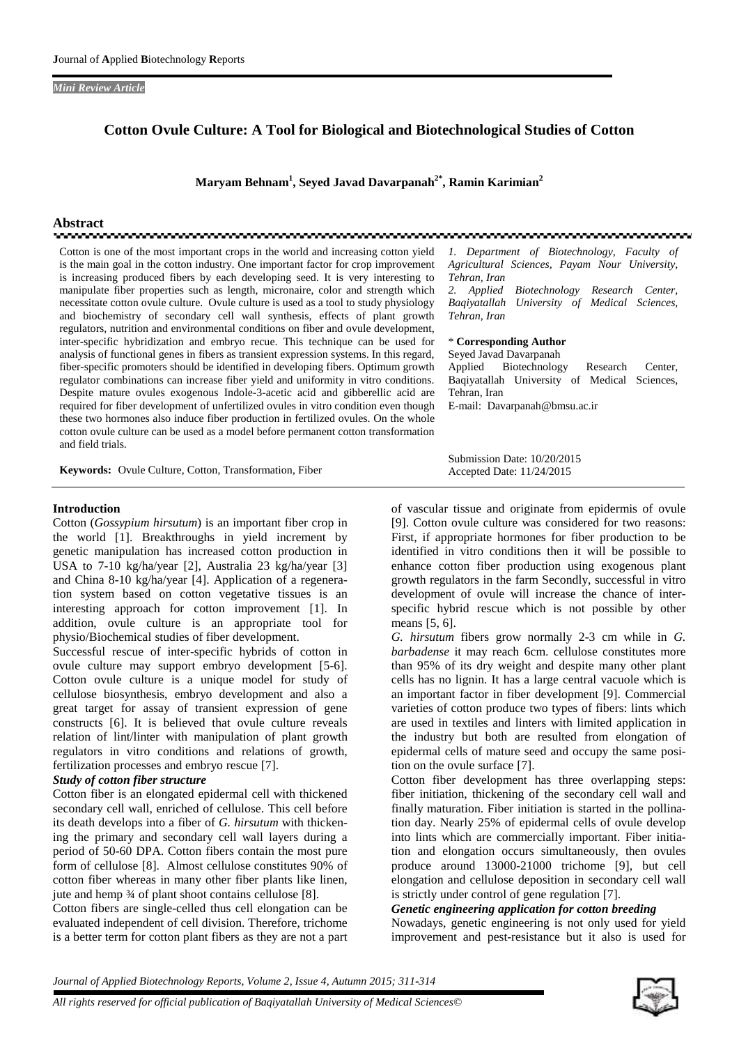*Mini Review Article*

# Cotton Ovule Culture: A Tool for Biological and Biotechnological Studies of Cotton

**Maryam Behnam[1], Seyed Javad Davarpanah[2*], Ramin Karimian[2]**

## Abstract

Cotton is one of the most important crops in the world and increasing cotton yield is the main goal in the cotton industry. One important factor for crop improvement is increasing produced fibers by each developing seed. It is very interesting to manipulate fiber properties such as length, micronaire, color and strength which necessitate cotton ovule culture. Ovule culture is used as a tool to study physiology and biochemistry of secondary cell wall synthesis, effects of plant growth regulators, nutrition and environmental conditions on fiber and ovule development, inter-specific hybridization and embryo recue. This technique can be used for analysis of functional genes in fibers as transient expression systems. In this regard, fiber-specific promoters should be identified in developing fibers. Optimum growth regulator combinations can increase fiber yield and uniformity in vitro conditions. Despite mature ovules exogenous Indole-3-acetic acid and gibberellic acid are required for fiber development of unfertilized ovules in vitro condition even though these two hormones also induce fiber production in fertilized ovules. On the whole cotton ovule culture can be used as a model before permanent cotton transformation and field trials.

**Keywords:** Ovule Culture, Cotton, Transformation, Fiber

*1. Department of Biotechnology, Faculty of Agricultural Sciences, Payam Nour University, Tehran, Iran*
*2. Applied Biotechnology Research Center, Baqiyatallah University of Medical Sciences, Tehran, Iran*

\* **Corresponding Author**
Seyed Javad Davarpanah
Applied Biotechnology Research Center, Baqiyatallah University of Medical Sciences, Tehran, Iran
E-mail: Davarpanah@bmsu.ac.ir

Submission Date: 10/20/2015
Accepted Date: 11/24/2015

## Introduction

Cotton (*Gossypium hirsutum*) is an important fiber crop in the world [1]. Breakthroughs in yield increment by genetic manipulation has increased cotton production in USA to 7-10 kg/ha/year [2], Australia 23 kg/ha/year [3] and China 8-10 kg/ha/year [4]. Application of a regeneration system based on cotton vegetative tissues is an interesting approach for cotton improvement [1]. In addition, ovule culture is an appropriate tool for physio/Biochemical studies of fiber development.

Successful rescue of inter-specific hybrids of cotton in ovule culture may support embryo development [5-6]. Cotton ovule culture is a unique model for study of cellulose biosynthesis, embryo development and also a great target for assay of transient expression of gene constructs [6]. It is believed that ovule culture reveals relation of lint/linter with manipulation of plant growth regulators in vitro conditions and relations of growth, fertilization processes and embryo rescue [7].

### *Study of cotton fiber structure*

Cotton fiber is an elongated epidermal cell with thickened secondary cell wall, enriched of cellulose. This cell before its death develops into a fiber of *G. hirsutum* with thickening the primary and secondary cell wall layers during a period of 50-60 DPA. Cotton fibers contain the most pure form of cellulose [8]. Almost cellulose constitutes 90% of cotton fiber whereas in many other fiber plants like linen, jute and hemp ¾ of plant shoot contains cellulose [8].

Cotton fibers are single-celled thus cell elongation can be evaluated independent of cell division. Therefore, trichome is a better term for cotton plant fibers as they are not a part of vascular tissue and originate from epidermis of ovule [9]. Cotton ovule culture was considered for two reasons: First, if appropriate hormones for fiber production to be identified in vitro conditions then it will be possible to enhance cotton fiber production using exogenous plant growth regulators in the farm Secondly, successful in vitro development of ovule will increase the chance of inter-specific hybrid rescue which is not possible by other means [5, 6].

*G. hirsutum* fibers grow normally 2-3 cm while in *G. barbadense* it may reach 6cm. cellulose constitutes more than 95% of its dry weight and despite many other plant cells has no lignin. It has a large central vacuole which is an important factor in fiber development [9]. Commercial varieties of cotton produce two types of fibers: lints which are used in textiles and linters with limited application in the industry but both are resulted from elongation of epidermal cells of mature seed and occupy the same position on the ovule surface [7].

Cotton fiber development has three overlapping steps: fiber initiation, thickening of the secondary cell wall and finally maturation. Fiber initiation is started in the pollination day. Nearly 25% of epidermal cells of ovule develop into lints which are commercially important. Fiber initiation and elongation occurs simultaneously, then ovules produce around 13000-21000 trichome [9], but cell elongation and cellulose deposition in secondary cell wall is strictly under control of gene regulation [7].

### *Genetic engineering application for cotton breeding*

Nowadays, genetic engineering is not only used for yield improvement and pest-resistance but it also is used for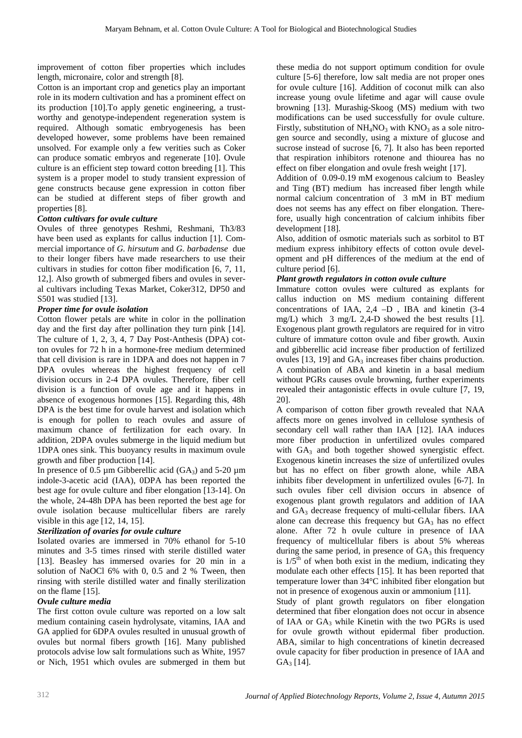improvement of cotton fiber properties which includes length, micronaire, color and strength [8].

Cotton is an important crop and genetics play an important role in its modern cultivation and has a prominent effect on its production [10].To apply genetic engineering, a trustworthy and genotype-independent regeneration system is required. Although somatic embryogenesis has been developed however, some problems have been remained unsolved. For example only a few verities such as Coker can produce somatic embryos and regenerate [10]. Ovule culture is an efficient step toward cotton breeding [1]. This system is a proper model to study transient expression of gene constructs because gene expression in cotton fiber can be studied at different steps of fiber growth and properties [8].

### *Cotton cultivars for ovule culture*

Ovules of three genotypes Reshmi, Reshmani, Th3/83 have been used as explants for callus induction [1]. Commercial importance of *G. hirsutum* and *G. barbadense* due to their longer fibers have made researchers to use their cultivars in studies for cotton fiber modification [6, 7, 11, 12,]. Also growth of submerged fibers and ovules in several cultivars including Texas Market, Coker312, DP50 and S501 was studied [13].

### *Proper time for ovule isolation*

Cotton flower petals are white in color in the pollination day and the first day after pollination they turn pink [14]. The culture of 1, 2, 3, 4, 7 Day Post-Anthesis (DPA) cotton ovules for 72 h in a hormone-free medium determined that cell division is rare in 1DPA and does not happen in 7 DPA ovules whereas the highest frequency of cell division occurs in 2-4 DPA ovules. Therefore, fiber cell division is a function of ovule age and it happens in absence of exogenous hormones [15]. Regarding this, 48h DPA is the best time for ovule harvest and isolation which is enough for pollen to reach ovules and assure of maximum chance of fertilization for each ovary. In addition, 2DPA ovules submerge in the liquid medium but 1DPA ones sink. This buoyancy results in maximum ovule growth and fiber production [14].

In presence of 0.5 µm Gibberellic acid ($GA_3$) and 5-20 µm indole-3-acetic acid (IAA), 0DPA has been reported the best age for ovule culture and fiber elongation [13-14]. On the whole, 24-48h DPA has been reported the best age for ovule isolation because multicellular fibers are rarely visible in this age [12, 14, 15].

### *Sterilization of ovaries for ovule culture*

Isolated ovaries are immersed in 70% ethanol for 5-10 minutes and 3-5 times rinsed with sterile distilled water [13]. Beasley has immersed ovaries for 20 min in a solution of NaOCl 6% with 0, 0.5 and 2 % Tween, then rinsing with sterile distilled water and finally sterilization on the flame [15].

### *Ovule culture media*

The first cotton ovule culture was reported on a low salt medium containing casein hydrolysate, vitamins, IAA and GA applied for 6DPA ovules resulted in unusual growth of ovules but normal fibers growth [16]. Many published protocols advise low salt formulations such as White, 1957 or Nich, 1951 which ovules are submerged in them but these media do not support optimum condition for ovule culture [5-6] therefore, low salt media are not proper ones for ovule culture [16]. Addition of coconut milk can also increase young ovule lifetime and agar will cause ovule browning [13]. Murashig-Skoog (MS) medium with two modifications can be used successfully for ovule culture. Firstly, substitution of $NH_4NO_3$ with $KNO_3$ as a sole nitrogen source and secondly, using a mixture of glucose and sucrose instead of sucrose [6, 7]. It also has been reported that respiration inhibitors rotenone and thiourea has no effect on fiber elongation and ovule fresh weight [17].

Addition of 0.09-0.19 mM exogenous calcium to Beasley and Ting (BT) medium has increased fiber length while normal calcium concentration of 3 mM in BT medium does not seems has any effect on fiber elongation. Therefore, usually high concentration of calcium inhibits fiber development [18].

Also, addition of osmotic materials such as sorbitol to BT medium express inhibitory effects of cotton ovule development and pH differences of the medium at the end of culture period [6].

### *Plant growth regulators in cotton ovule culture*

Immature cotton ovules were cultured as explants for callus induction on MS medium containing different concentrations of IAA, 2,4 –D , IBA and kinetin (3-4 mg/L) which 3 mg/L 2,4-D showed the best results [1]. Exogenous plant growth regulators are required for in vitro culture of immature cotton ovule and fiber growth. Auxin and gibberellic acid increase fiber production of fertilized ovules [13, 19] and $GA_3$ increases fiber chains production. A combination of ABA and kinetin in a basal medium without PGRs causes ovule browning, further experiments revealed their antagonistic effects in ovule culture [7, 19, 20].

A comparison of cotton fiber growth revealed that NAA affects more on genes involved in cellulose synthesis of secondary cell wall rather than IAA [12]. IAA induces more fiber production in unfertilized ovules compared with $GA_3$ and both together showed synergistic effect. Exogenous kinetin increases the size of unfertilized ovules but has no effect on fiber growth alone, while ABA inhibits fiber development in unfertilized ovules [6-7]. In such ovules fiber cell division occurs in absence of exogenous plant growth regulators and addition of IAA and $GA_3$ decrease frequency of multi-cellular fibers. IAA alone can decrease this frequency but $GA_3$ has no effect alone. After 72 h ovule culture in presence of IAA frequency of multicellular fibers is about 5% whereas during the same period, in presence of $GA_3$ this frequency is $1/5^{th}$ of when both exist in the medium, indicating they modulate each other effects [15]. It has been reported that temperature lower than 34°C inhibited fiber elongation but not in presence of exogenous auxin or ammonium [11].

Study of plant growth regulators on fiber elongation determined that fiber elongation does not occur in absence of IAA or $GA_3$ while Kinetin with the two PGRs is used for ovule growth without epidermal fiber production. ABA, similar to high concentrations of kinetin decreased ovule capacity for fiber production in presence of IAA and $GA_3$ [14].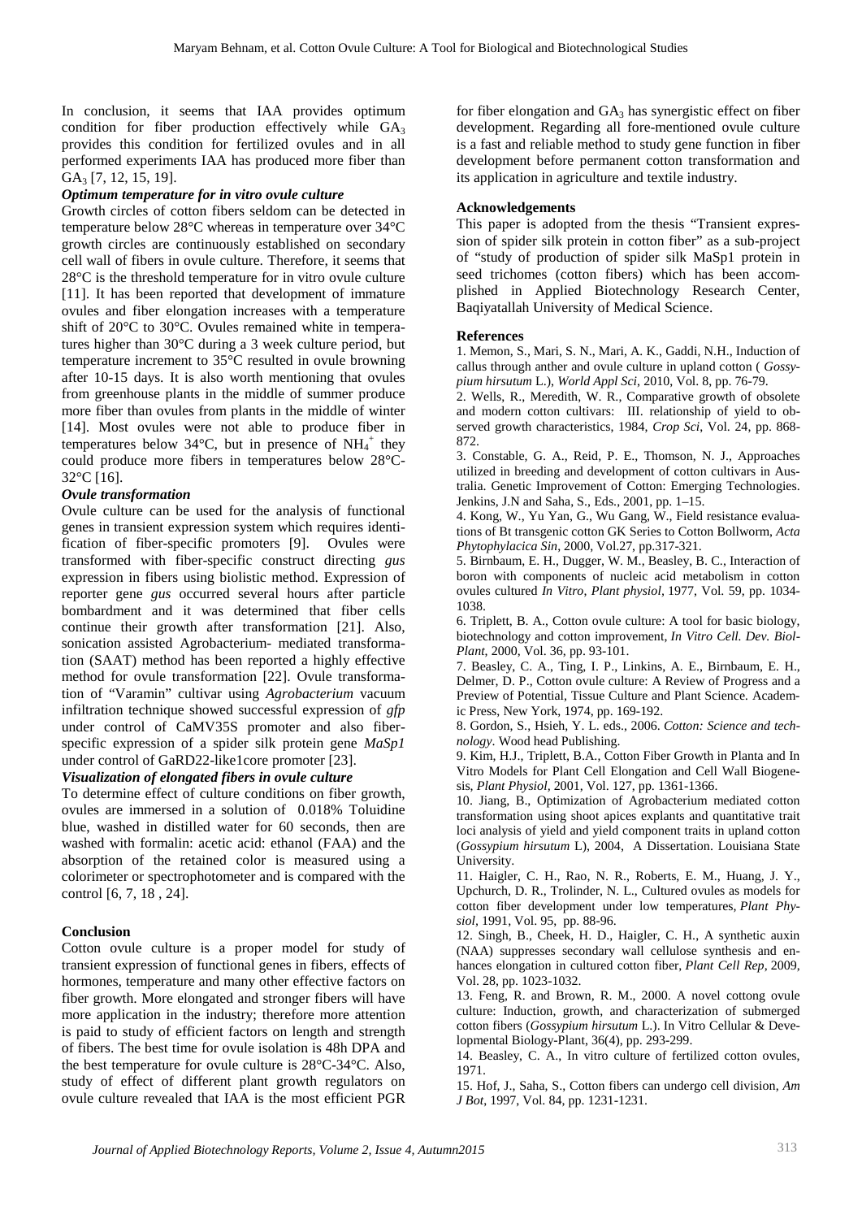In conclusion, it seems that IAA provides optimum condition for fiber production effectively while $GA_3$ provides this condition for fertilized ovules and in all performed experiments IAA has produced more fiber than $GA_3$ [7, 12, 15, 19].

### *Optimum temperature for in vitro ovule culture*

Growth circles of cotton fibers seldom can be detected in temperature below 28°C whereas in temperature over 34°C growth circles are continuously established on secondary cell wall of fibers in ovule culture. Therefore, it seems that 28°C is the threshold temperature for in vitro ovule culture [11]. It has been reported that development of immature ovules and fiber elongation increases with a temperature shift of 20°C to 30°C. Ovules remained white in temperatures higher than 30°C during a 3 week culture period, but temperature increment to 35°C resulted in ovule browning after 10-15 days. It is also worth mentioning that ovules from greenhouse plants in the middle of summer produce more fiber than ovules from plants in the middle of winter [14]. Most ovules were not able to produce fiber in temperatures below 34°C, but in presence of $NH_4^+$ they could produce more fibers in temperatures below 28°C-32°C [16].

### *Ovule transformation*

Ovule culture can be used for the analysis of functional genes in transient expression system which requires identification of fiber-specific promoters [9]. Ovules were transformed with fiber-specific construct directing *gus* expression in fibers using biolistic method. Expression of reporter gene *gus* occurred several hours after particle bombardment and it was determined that fiber cells continue their growth after transformation [21]. Also, sonication assisted Agrobacterium- mediated transformation (SAAT) method has been reported a highly effective method for ovule transformation [22]. Ovule transformation of "Varamin" cultivar using *Agrobacterium* vacuum infiltration technique showed successful expression of *gfp* under control of CaMV35S promoter and also fiber-specific expression of a spider silk protein gene *MaSp1* under control of GaRD22-like1core promoter [23].

### *Visualization of elongated fibers in ovule culture*

To determine effect of culture conditions on fiber growth, ovules are immersed in a solution of 0.018% Toluidine blue, washed in distilled water for 60 seconds, then are washed with formalin: acetic acid: ethanol (FAA) and the absorption of the retained color is measured using a colorimeter or spectrophotometer and is compared with the control [6, 7, 18 , 24].

## Conclusion

Cotton ovule culture is a proper model for study of transient expression of functional genes in fibers, effects of hormones, temperature and many other effective factors on fiber growth. More elongated and stronger fibers will have more application in the industry; therefore more attention is paid to study of efficient factors on length and strength of fibers. The best time for ovule isolation is 48h DPA and the best temperature for ovule culture is 28°C-34°C. Also, study of effect of different plant growth regulators on ovule culture revealed that IAA is the most efficient PGR for fiber elongation and $GA_3$ has synergistic effect on fiber development. Regarding all fore-mentioned ovule culture is a fast and reliable method to study gene function in fiber development before permanent cotton transformation and its application in agriculture and textile industry.

## Acknowledgements

This paper is adopted from the thesis "Transient expression of spider silk protein in cotton fiber" as a sub-project of "study of production of spider silk MaSp1 protein in seed trichomes (cotton fibers) which has been accomplished in Applied Biotechnology Research Center, Baqiyatallah University of Medical Science.

## References

1. Memon, S., Mari, S. N., Mari, A. K., Gaddi, N.H., Induction of callus through anther and ovule culture in upland cotton ( *Gossypium hirsutum* L.), *World Appl Sci*, 2010, Vol. 8, pp. 76-79.
2. Wells, R., Meredith, W. R., Comparative growth of obsolete and modern cotton cultivars: III. relationship of yield to observed growth characteristics, 1984, *Crop Sci*, Vol. 24, pp. 868-872.
3. Constable, G. A., Reid, P. E., Thomson, N. J., Approaches utilized in breeding and development of cotton cultivars in Australia. Genetic Improvement of Cotton: Emerging Technologies. Jenkins, J.N and Saha, S., Eds., 2001, pp. 1–15.
4. Kong, W., Yu Yan, G., Wu Gang, W., Field resistance evaluations of Bt transgenic cotton GK Series to Cotton Bollworm, *Acta Phytophylacica Sin*, 2000, Vol.27, pp.317-321.
5. Birnbaum, E. H., Dugger, W. M., Beasley, B. C., Interaction of boron with components of nucleic acid metabolism in cotton ovules cultured *In Vitro*, *Plant physiol*, 1977, Vol. 59, pp. 1034-1038.
6. Triplett, B. A., Cotton ovule culture: A tool for basic biology, biotechnology and cotton improvement, *In Vitro Cell. Dev. Biol-Plant*, 2000, Vol. 36, pp. 93-101.
7. Beasley, C. A., Ting, I. P., Linkins, A. E., Birnbaum, E. H., Delmer, D. P., Cotton ovule culture: A Review of Progress and a Preview of Potential, Tissue Culture and Plant Science. Academic Press, New York, 1974, pp. 169-192.
8. Gordon, S., Hsieh, Y. L. eds., 2006. *Cotton: Science and technology*. Wood head Publishing.
9. Kim, H.J., Triplett, B.A., Cotton Fiber Growth in Planta and In Vitro Models for Plant Cell Elongation and Cell Wall Biogenesis, *Plant Physiol*, 2001, Vol. 127, pp. 1361-1366.
10. Jiang, B., Optimization of Agrobacterium mediated cotton transformation using shoot apices explants and quantitative trait loci analysis of yield and yield component traits in upland cotton (*Gossypium hirsutum* L), 2004, A Dissertation. Louisiana State University.
11. Haigler, C. H., Rao, N. R., Roberts, E. M., Huang, J. Y., Upchurch, D. R., Trolinder, N. L., Cultured ovules as models for cotton fiber development under low temperatures, *Plant Physiol*, 1991, Vol. 95, pp. 88-96.
12. Singh, B., Cheek, H. D., Haigler, C. H., A synthetic auxin (NAA) suppresses secondary wall cellulose synthesis and enhances elongation in cultured cotton fiber, *Plant Cell Rep*, 2009, Vol. 28, pp. 1023-1032.
13. Feng, R. and Brown, R. M., 2000. A novel cottong ovule culture: Induction, growth, and characterization of submerged cotton fibers (*Gossypium hirsutum* L.). In Vitro Cellular & Developmental Biology-Plant, 36(4), pp. 293-299.
14. Beasley, C. A., In vitro culture of fertilized cotton ovules, 1971.
15. Hof, J., Saha, S., Cotton fibers can undergo cell division, *Am J Bot*, 1997, Vol. 84, pp. 1231-1231.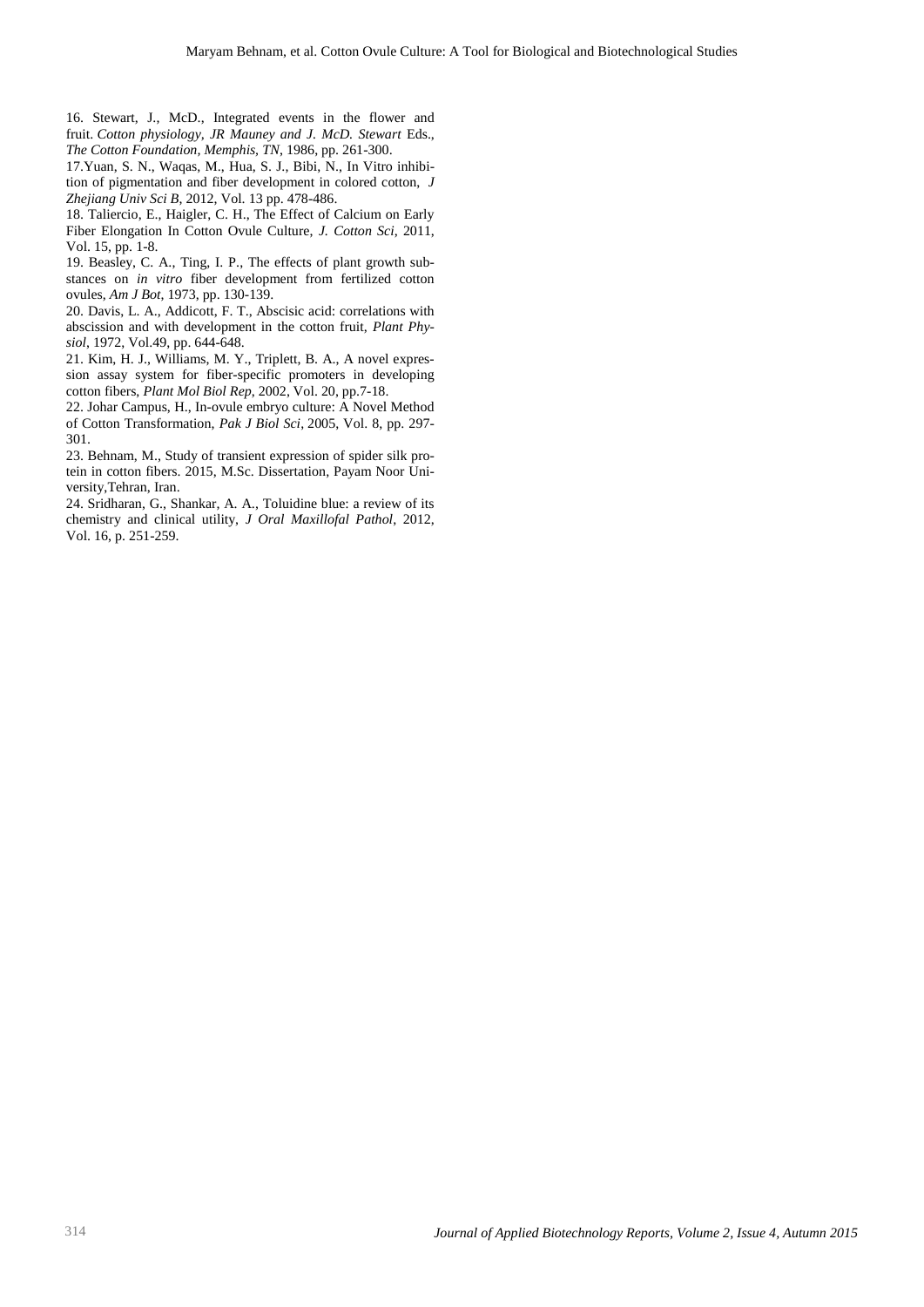16. Stewart, J., McD., Integrated events in the flower and fruit. *Cotton physiology, JR Mauney and J. McD. Stewart* Eds., *The Cotton Foundation, Memphis, TN*, 1986, pp. 261-300.

17.Yuan, S. N., Waqas, M., Hua, S. J., Bibi, N., In Vitro inhibition of pigmentation and fiber development in colored cotton, *J Zhejiang Univ Sci B*, 2012, Vol. 13 pp. 478-486.

18. Taliercio, E., Haigler, C. H., The Effect of Calcium on Early Fiber Elongation In Cotton Ovule Culture, *J. Cotton Sci*, 2011, Vol. 15, pp. 1-8.

19. Beasley, C. A., Ting, I. P., The effects of plant growth substances on *in vitro* fiber development from fertilized cotton ovules, *Am J Bot*, 1973, pp. 130-139.

20. Davis, L. A., Addicott, F. T., Abscisic acid: correlations with abscission and with development in the cotton fruit, *Plant Physiol*, 1972, Vol.49, pp. 644-648.

21. Kim, H. J., Williams, M. Y., Triplett, B. A., A novel expression assay system for fiber-specific promoters in developing cotton fibers, *Plant Mol Biol Rep*, 2002, Vol. 20, pp.7-18.

22. Johar Campus, H., In-ovule embryo culture: A Novel Method of Cotton Transformation, *Pak J Biol Sci*, 2005, Vol. 8, pp. 297-301.

23. Behnam, M., Study of transient expression of spider silk protein in cotton fibers. 2015, M.Sc. Dissertation, Payam Noor University,Tehran, Iran.

24. Sridharan, G., Shankar, A. A., Toluidine blue: a review of its chemistry and clinical utility, *J Oral Maxillofal Pathol*, 2012, Vol. 16, p. 251-259.